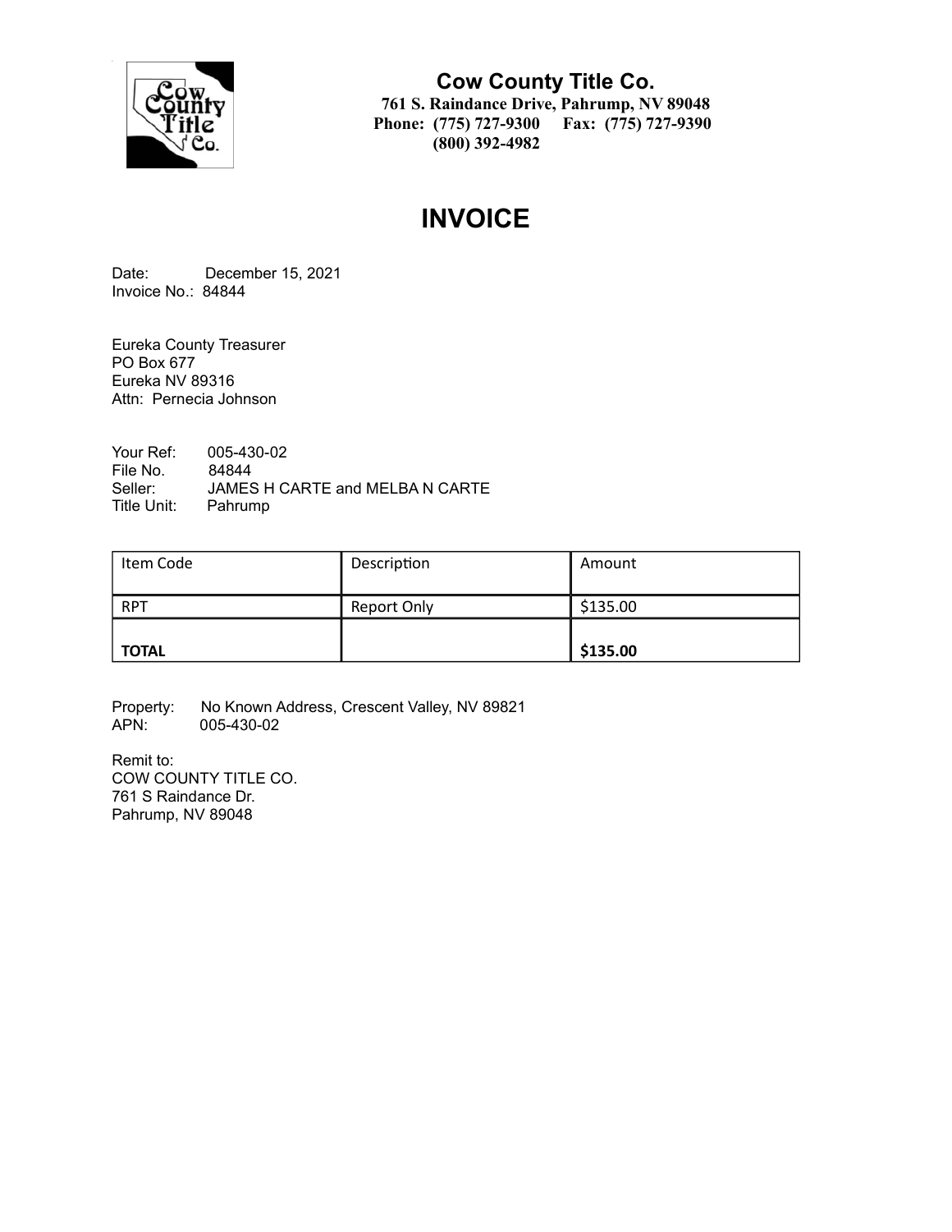**Cow County Title Co.**
**761 S. Raindance Drive, Pahrump, NV 89048**
**Phone: (775) 727-9300 Fax: (775) 727-9390**
**(800) 392-4982**

# INVOICE

Date: December 15, 2021
Invoice No.: 84844

Eureka County Treasurer
PO Box 677
Eureka NV 89316
Attn: Pernecia Johnson

Your Ref: 005-430-02
File No. 84844
Seller: JAMES H CARTE and MELBA N CARTE
Title Unit: Pahrump

| Item Code | Description | Amount |
|---|---|---|
| RPT | Report Only | $135.00 |
| **TOTAL** | | **$135.00** |

Property: No Known Address, Crescent Valley, NV 89821
APN: 005-430-02

Remit to:
COW COUNTY TITLE CO.
761 S Raindance Dr.
Pahrump, NV 89048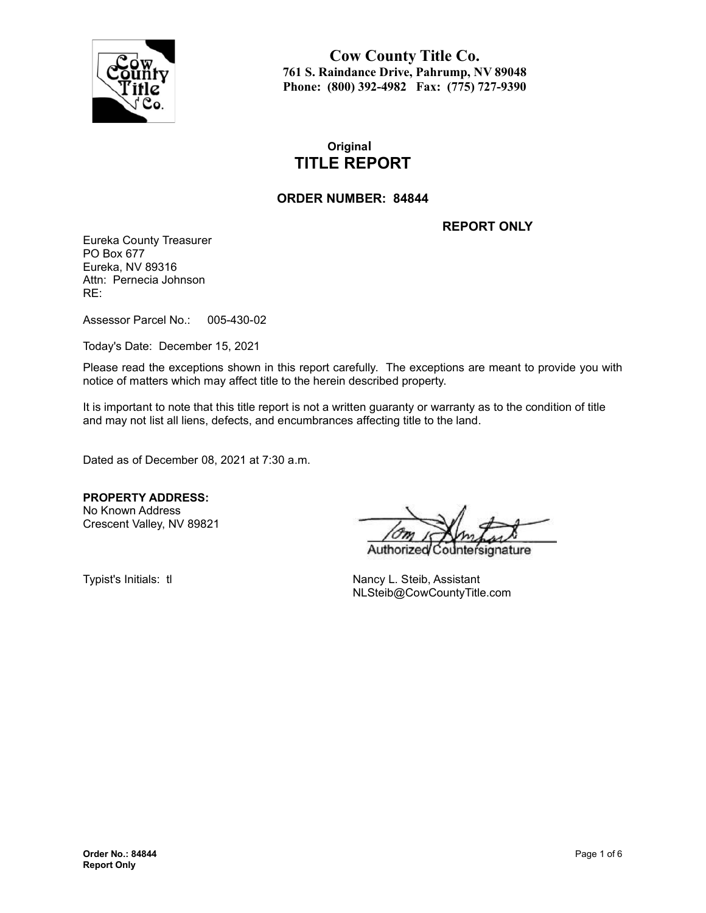# Cow County Title Co.

**761 S. Raindance Drive, Pahrump, NV 89048**
**Phone: (800) 392-4982 Fax: (775) 727-9390**

**Original**

# TITLE REPORT

## ORDER NUMBER: 84844

**REPORT ONLY**

Eureka County Treasurer
PO Box 677
Eureka, NV 89316
Attn: Pernecia Johnson
RE:

Assessor Parcel No.: 005-430-02

Today's Date: December 15, 2021

Please read the exceptions shown in this report carefully. The exceptions are meant to provide you with notice of matters which may affect title to the herein described property.

It is important to note that this title report is not a written guaranty or warranty as to the condition of title and may not list all liens, defects, and encumbrances affecting title to the land.

Dated as of December 08, 2021 at 7:30 a.m.

**PROPERTY ADDRESS:**
No Known Address
Crescent Valley, NV 89821

Authorized Countersignature

Typist's Initials: tl

Nancy L. Steib, Assistant
NLSteib@CowCountyTitle.com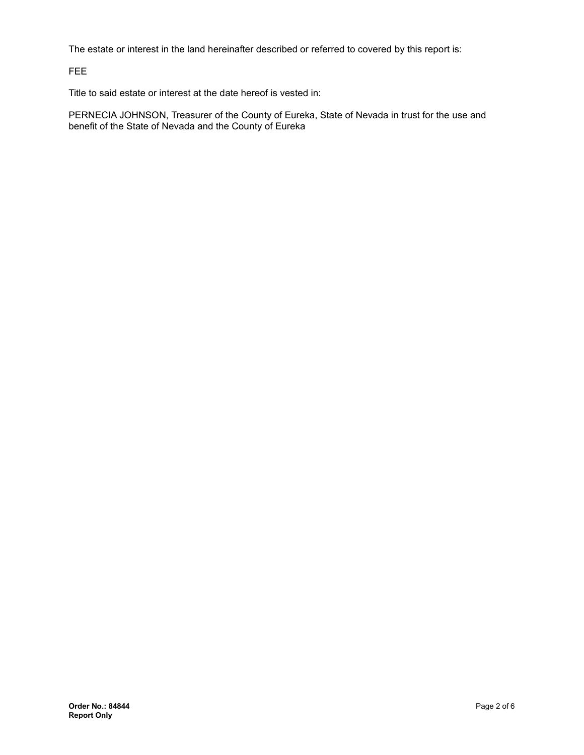The estate or interest in the land hereinafter described or referred to covered by this report is:

FEE

Title to said estate or interest at the date hereof is vested in:

PERNECIA JOHNSON, Treasurer of the County of Eureka, State of Nevada in trust for the use and benefit of the State of Nevada and the County of Eureka

**Order No.: 84844**
**Report Only**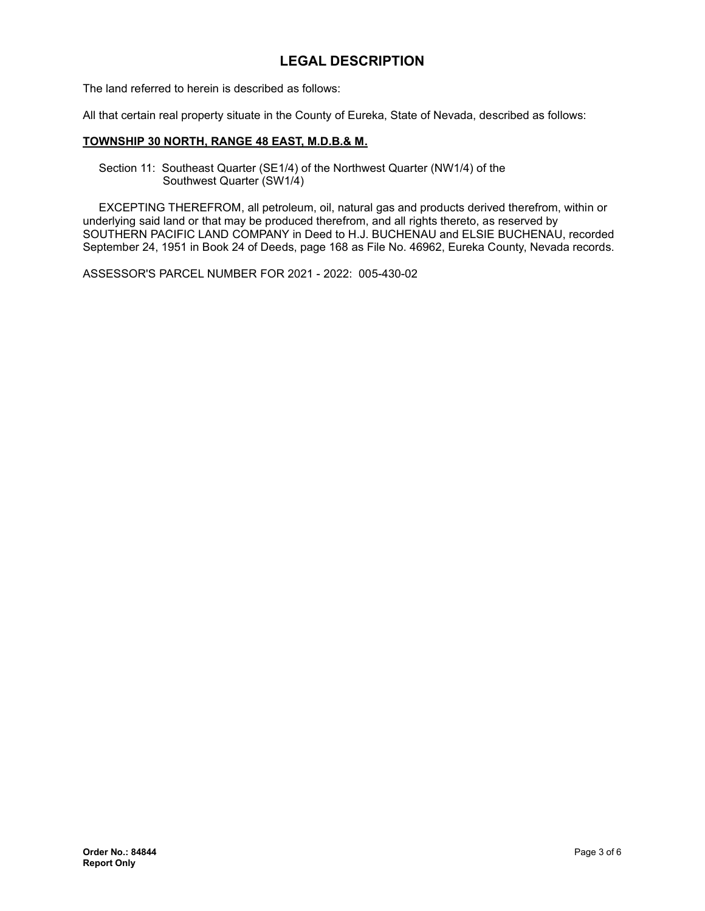## LEGAL DESCRIPTION

The land referred to herein is described as follows:

All that certain real property situate in the County of Eureka, State of Nevada, described as follows:

**TOWNSHIP 30 NORTH, RANGE 48 EAST, M.D.B.& M.**

Section 11: Southeast Quarter (SE1/4) of the Northwest Quarter (NW1/4) of the Southwest Quarter (SW1/4)

EXCEPTING THEREFROM, all petroleum, oil, natural gas and products derived therefrom, within or underlying said land or that may be produced therefrom, and all rights thereto, as reserved by SOUTHERN PACIFIC LAND COMPANY in Deed to H.J. BUCHENAU and ELSIE BUCHENAU, recorded September 24, 1951 in Book 24 of Deeds, page 168 as File No. 46962, Eureka County, Nevada records.

ASSESSOR'S PARCEL NUMBER FOR 2021 - 2022: 005-430-02

**Order No.: 84844**
**Report Only**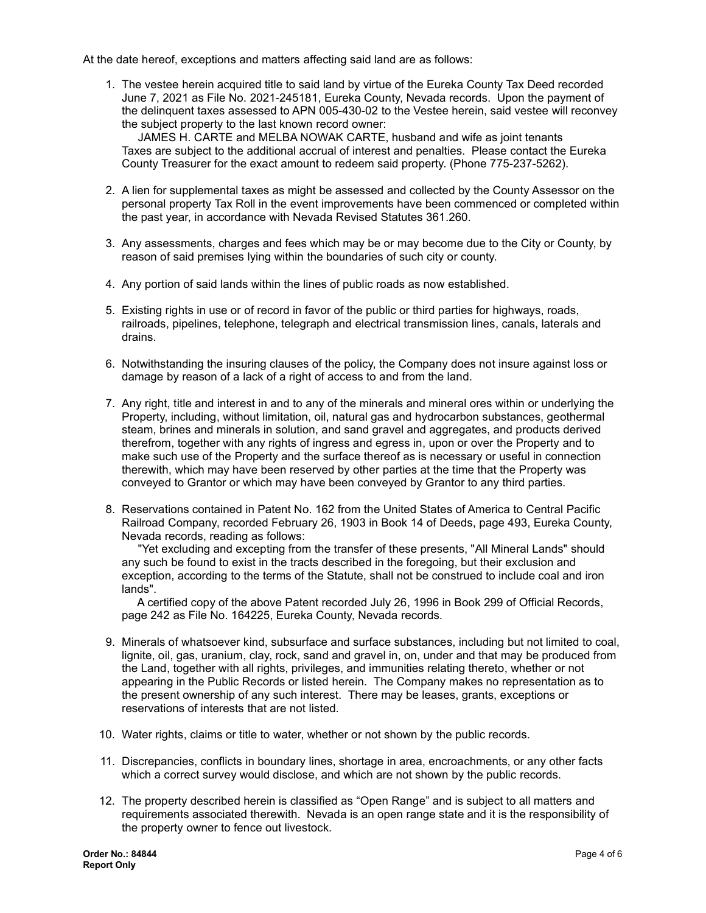At the date hereof, exceptions and matters affecting said land are as follows:

1. The vestee herein acquired title to said land by virtue of the Eureka County Tax Deed recorded June 7, 2021 as File No. 2021-245181, Eureka County, Nevada records. Upon the payment of the delinquent taxes assessed to APN 005-430-02 to the Vestee herein, said vestee will reconvey the subject property to the last known record owner:
   JAMES H. CARTE and MELBA NOWAK CARTE, husband and wife as joint tenants
   Taxes are subject to the additional accrual of interest and penalties. Please contact the Eureka County Treasurer for the exact amount to redeem said property. (Phone 775-237-5262).

2. A lien for supplemental taxes as might be assessed and collected by the County Assessor on the personal property Tax Roll in the event improvements have been commenced or completed within the past year, in accordance with Nevada Revised Statutes 361.260.

3. Any assessments, charges and fees which may be or may become due to the City or County, by reason of said premises lying within the boundaries of such city or county.

4. Any portion of said lands within the lines of public roads as now established.

5. Existing rights in use or of record in favor of the public or third parties for highways, roads, railroads, pipelines, telephone, telegraph and electrical transmission lines, canals, laterals and drains.

6. Notwithstanding the insuring clauses of the policy, the Company does not insure against loss or damage by reason of a lack of a right of access to and from the land.

7. Any right, title and interest in and to any of the minerals and mineral ores within or underlying the Property, including, without limitation, oil, natural gas and hydrocarbon substances, geothermal steam, brines and minerals in solution, and sand gravel and aggregates, and products derived therefrom, together with any rights of ingress and egress in, upon or over the Property and to make such use of the Property and the surface thereof as is necessary or useful in connection therewith, which may have been reserved by other parties at the time that the Property was conveyed to Grantor or which may have been conveyed by Grantor to any third parties.

8. Reservations contained in Patent No. 162 from the United States of America to Central Pacific Railroad Company, recorded February 26, 1903 in Book 14 of Deeds, page 493, Eureka County, Nevada records, reading as follows:
   "Yet excluding and excepting from the transfer of these presents, "All Mineral Lands" should any such be found to exist in the tracts described in the foregoing, but their exclusion and exception, according to the terms of the Statute, shall not be construed to include coal and iron lands".
   A certified copy of the above Patent recorded July 26, 1996 in Book 299 of Official Records, page 242 as File No. 164225, Eureka County, Nevada records.

9. Minerals of whatsoever kind, subsurface and surface substances, including but not limited to coal, lignite, oil, gas, uranium, clay, rock, sand and gravel in, on, under and that may be produced from the Land, together with all rights, privileges, and immunities relating thereto, whether or not appearing in the Public Records or listed herein. The Company makes no representation as to the present ownership of any such interest. There may be leases, grants, exceptions or reservations of interests that are not listed.

10. Water rights, claims or title to water, whether or not shown by the public records.

11. Discrepancies, conflicts in boundary lines, shortage in area, encroachments, or any other facts which a correct survey would disclose, and which are not shown by the public records.

12. The property described herein is classified as "Open Range" and is subject to all matters and requirements associated therewith. Nevada is an open range state and it is the responsibility of the property owner to fence out livestock.

**Order No.: 84844**
**Report Only**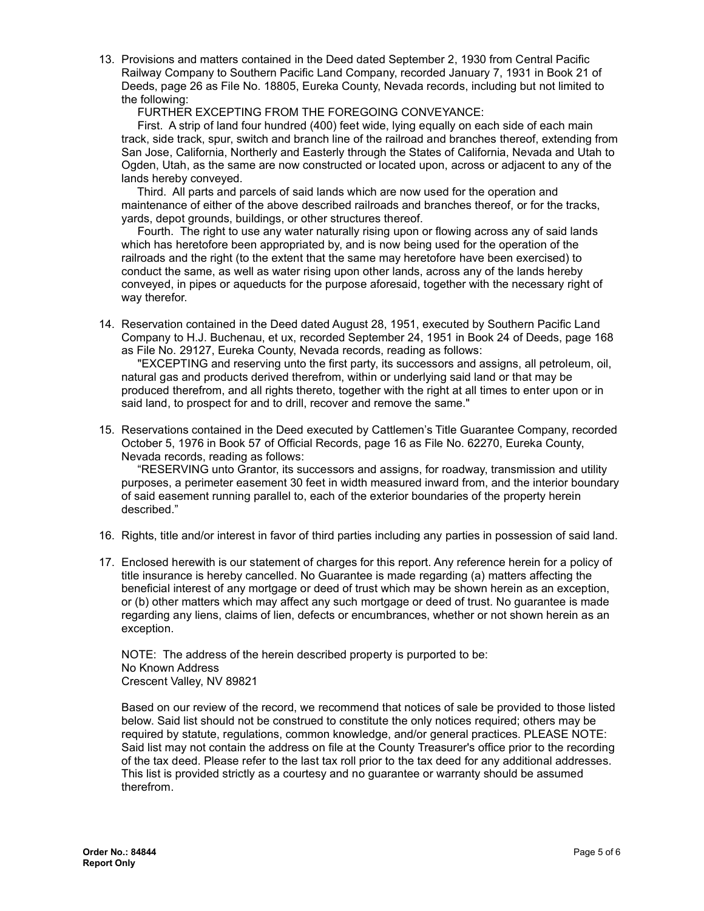13. Provisions and matters contained in the Deed dated September 2, 1930 from Central Pacific Railway Company to Southern Pacific Land Company, recorded January 7, 1931 in Book 21 of Deeds, page 26 as File No. 18805, Eureka County, Nevada records, including but not limited to the following:

    FURTHER EXCEPTING FROM THE FOREGOING CONVEYANCE:

    First. A strip of land four hundred (400) feet wide, lying equally on each side of each main track, side track, spur, switch and branch line of the railroad and branches thereof, extending from San Jose, California, Northerly and Easterly through the States of California, Nevada and Utah to Ogden, Utah, as the same are now constructed or located upon, across or adjacent to any of the lands hereby conveyed.

    Third. All parts and parcels of said lands which are now used for the operation and maintenance of either of the above described railroads and branches thereof, or for the tracks, yards, depot grounds, buildings, or other structures thereof.

    Fourth. The right to use any water naturally rising upon or flowing across any of said lands which has heretofore been appropriated by, and is now being used for the operation of the railroads and the right (to the extent that the same may heretofore have been exercised) to conduct the same, as well as water rising upon other lands, across any of the lands hereby conveyed, in pipes or aqueducts for the purpose aforesaid, together with the necessary right of way therefor.

14. Reservation contained in the Deed dated August 28, 1951, executed by Southern Pacific Land Company to H.J. Buchenau, et ux, recorded September 24, 1951 in Book 24 of Deeds, page 168 as File No. 29127, Eureka County, Nevada records, reading as follows:

    "EXCEPTING and reserving unto the first party, its successors and assigns, all petroleum, oil, natural gas and products derived therefrom, within or underlying said land or that may be produced therefrom, and all rights thereto, together with the right at all times to enter upon or in said land, to prospect for and to drill, recover and remove the same."

15. Reservations contained in the Deed executed by Cattlemen's Title Guarantee Company, recorded October 5, 1976 in Book 57 of Official Records, page 16 as File No. 62270, Eureka County, Nevada records, reading as follows:

    "RESERVING unto Grantor, its successors and assigns, for roadway, transmission and utility purposes, a perimeter easement 30 feet in width measured inward from, and the interior boundary of said easement running parallel to, each of the exterior boundaries of the property herein described."

16. Rights, title and/or interest in favor of third parties including any parties in possession of said land.

17. Enclosed herewith is our statement of charges for this report. Any reference herein for a policy of title insurance is hereby cancelled. No Guarantee is made regarding (a) matters affecting the beneficial interest of any mortgage or deed of trust which may be shown herein as an exception, or (b) other matters which may affect any such mortgage or deed of trust. No guarantee is made regarding any liens, claims of lien, defects or encumbrances, whether or not shown herein as an exception.

    NOTE: The address of the herein described property is purported to be:
    No Known Address
    Crescent Valley, NV 89821

    Based on our review of the record, we recommend that notices of sale be provided to those listed below. Said list should not be construed to constitute the only notices required; others may be required by statute, regulations, common knowledge, and/or general practices. PLEASE NOTE: Said list may not contain the address on file at the County Treasurer's office prior to the recording of the tax deed. Please refer to the last tax roll prior to the tax deed for any additional addresses. This list is provided strictly as a courtesy and no guarantee or warranty should be assumed therefrom.

**Order No.: 84844**
**Report Only**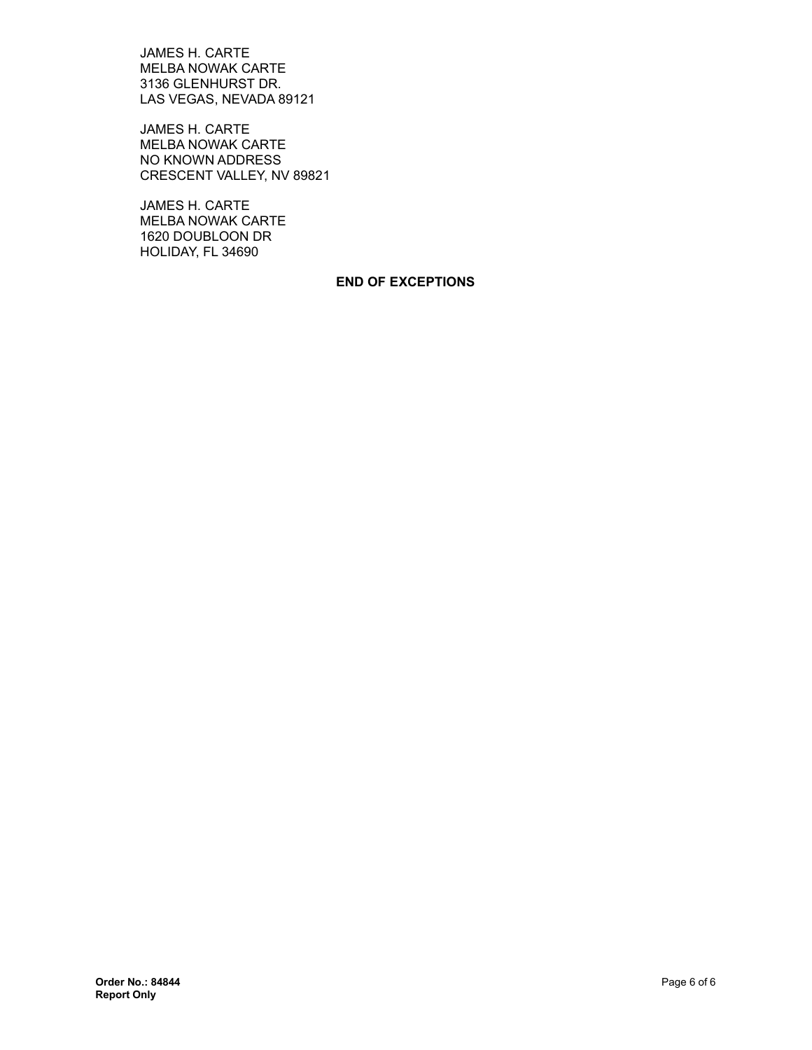JAMES H. CARTE
MELBA NOWAK CARTE
3136 GLENHURST DR.
LAS VEGAS, NEVADA 89121

JAMES H. CARTE
MELBA NOWAK CARTE
NO KNOWN ADDRESS
CRESCENT VALLEY, NV 89821

JAMES H. CARTE
MELBA NOWAK CARTE
1620 DOUBLOON DR
HOLIDAY, FL 34690

**END OF EXCEPTIONS**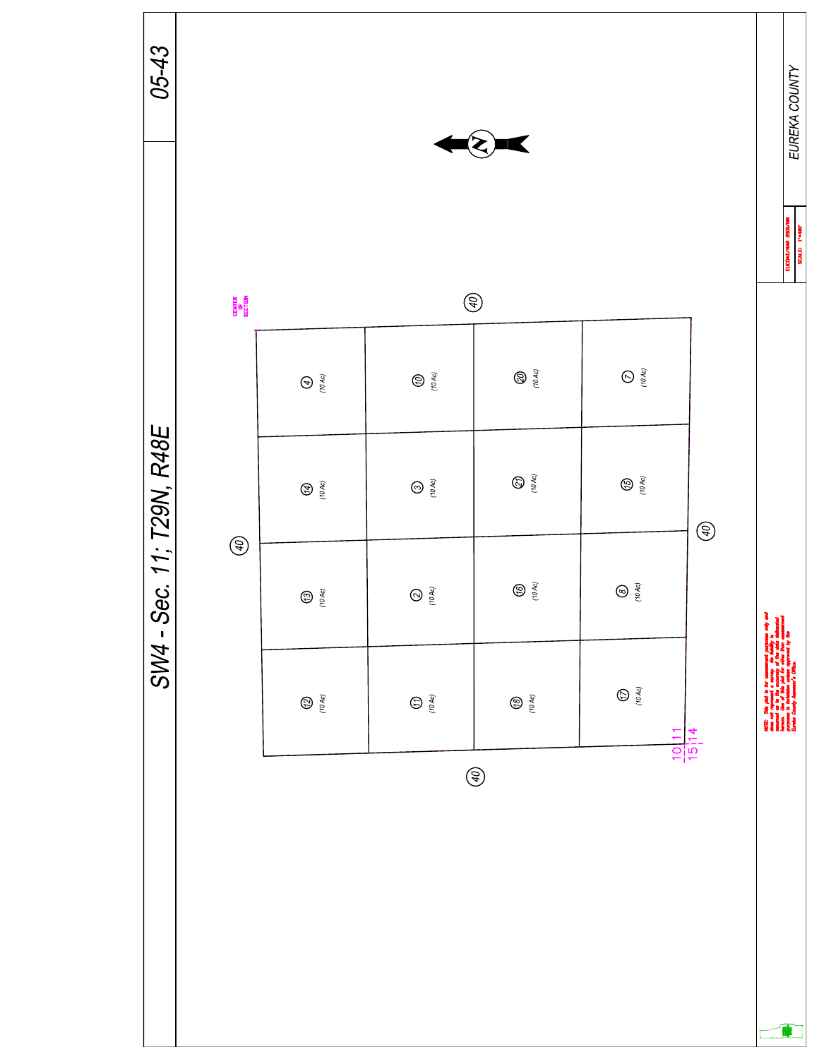# 05-43

## SW4 - Sec. 11; T29N, R48E

N

CENTER OF SECTION

(40)

| | | | |
|---|---|---|---|
| 4 (10 Ac) | 14 (10 Ac) | 13 (10 Ac) | 12 (10 Ac) |
| 10 (10 Ac) | 3 (10 Ac) | 2 (10 Ac) | 11 (10 Ac) |
| 20 (10 Ac) | 21 (10 Ac) | 16 (10 Ac) | 18 (10 Ac) |
| 7 (10 Ac) | 15 (10 Ac) | 8 (10 Ac) | 17 (10 Ac) |

(40)

(40)

(40)

10 | 11
15 | 14

NOTE: This plat is for assessment purposes only and does not represent a survey. No liability is assumed as to the accuracy of the data delineated hereon. Use of this plat for other than assessment purposes is forbidden unless approved by the Eureka County Assessor's Office.

EUCOAS/MAR 2005/MM

SCALE: 1"=400'

EUREKA COUNTY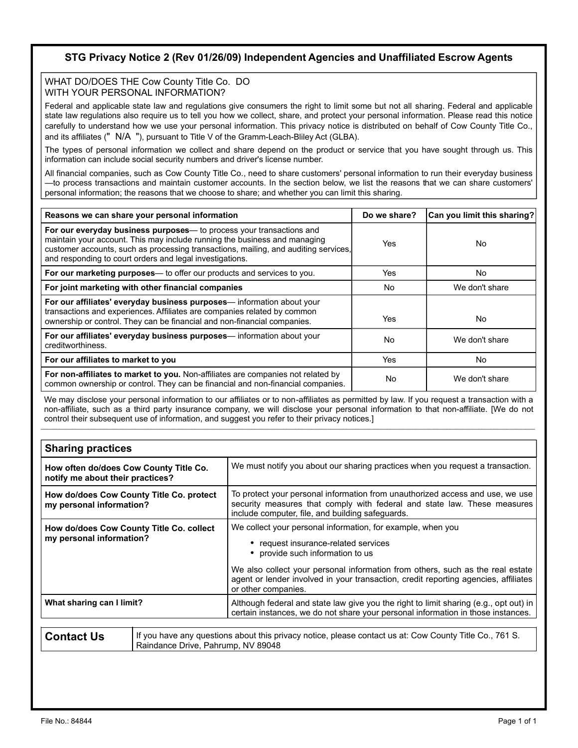# STG Privacy Notice 2 (Rev 01/26/09) Independent Agencies and Unaffiliated Escrow Agents

WHAT DO/DOES THE Cow County Title Co. DO
WITH YOUR PERSONAL INFORMATION?

Federal and applicable state law and regulations give consumers the right to limit some but not all sharing. Federal and applicable state law regulations also require us to tell you how we collect, share, and protect your personal information. Please read this notice carefully to understand how we use your personal information. This privacy notice is distributed on behalf of Cow County Title Co., and its affiliates (" N/A "), pursuant to Title V of the Gramm-Leach-Bliley Act (GLBA).

The types of personal information we collect and share depend on the product or service that you have sought through us. This information can include social security numbers and driver's license number.

All financial companies, such as Cow County Title Co., need to share customers' personal information to run their everyday business —to process transactions and maintain customer accounts. In the section below, we list the reasons that we can share customers' personal information; the reasons that we choose to share; and whether you can limit this sharing.

| Reasons we can share your personal information | Do we share? | Can you limit this sharing? |
|---|---|---|
| **For our everyday business purposes**— to process your transactions and maintain your account. This may include running the business and managing customer accounts, such as processing transactions, mailing, and auditing services, and responding to court orders and legal investigations. | Yes | No |
| **For our marketing purposes**— to offer our products and services to you. | Yes | No |
| **For joint marketing with other financial companies** | No | We don't share |
| **For our affiliates' everyday business purposes**— information about your transactions and experiences. Affiliates are companies related by common ownership or control. They can be financial and non-financial companies. | Yes | No |
| **For our affiliates' everyday business purposes**— information about your creditworthiness. | No | We don't share |
| **For our affiliates to market to you** | Yes | No |
| **For non-affiliates to market to you.** Non-affiliates are companies not related by common ownership or control. They can be financial and non-financial companies. | No | We don't share |

We may disclose your personal information to our affiliates or to non-affiliates as permitted by law. If you request a transaction with a non-affiliate, such as a third party insurance company, we will disclose your personal information to that non-affiliate. [We do not control their subsequent use of information, and suggest you refer to their privacy notices.]

## Sharing practices

| | |
|---|---|
| **How often do/does Cow County Title Co. notify me about their practices?** | We must notify you about our sharing practices when you request a transaction. |
| **How do/does Cow County Title Co. protect my personal information?** | To protect your personal information from unauthorized access and use, we use security measures that comply with federal and state law. These measures include computer, file, and building safeguards. |
| **How do/does Cow County Title Co. collect my personal information?** | We collect your personal information, for example, when you<br>• request insurance-related services<br>• provide such information to us<br><br>We also collect your personal information from others, such as the real estate agent or lender involved in your transaction, credit reporting agencies, affiliates or other companies. |
| **What sharing can I limit?** | Although federal and state law give you the right to limit sharing (e.g., opt out) in certain instances, we do not share your personal information in those instances. |

| | |
|---|---|
| **Contact Us** | If you have any questions about this privacy notice, please contact us at: Cow County Title Co., 761 S. Raindance Drive, Pahrump, NV 89048 |

File No.: 84844